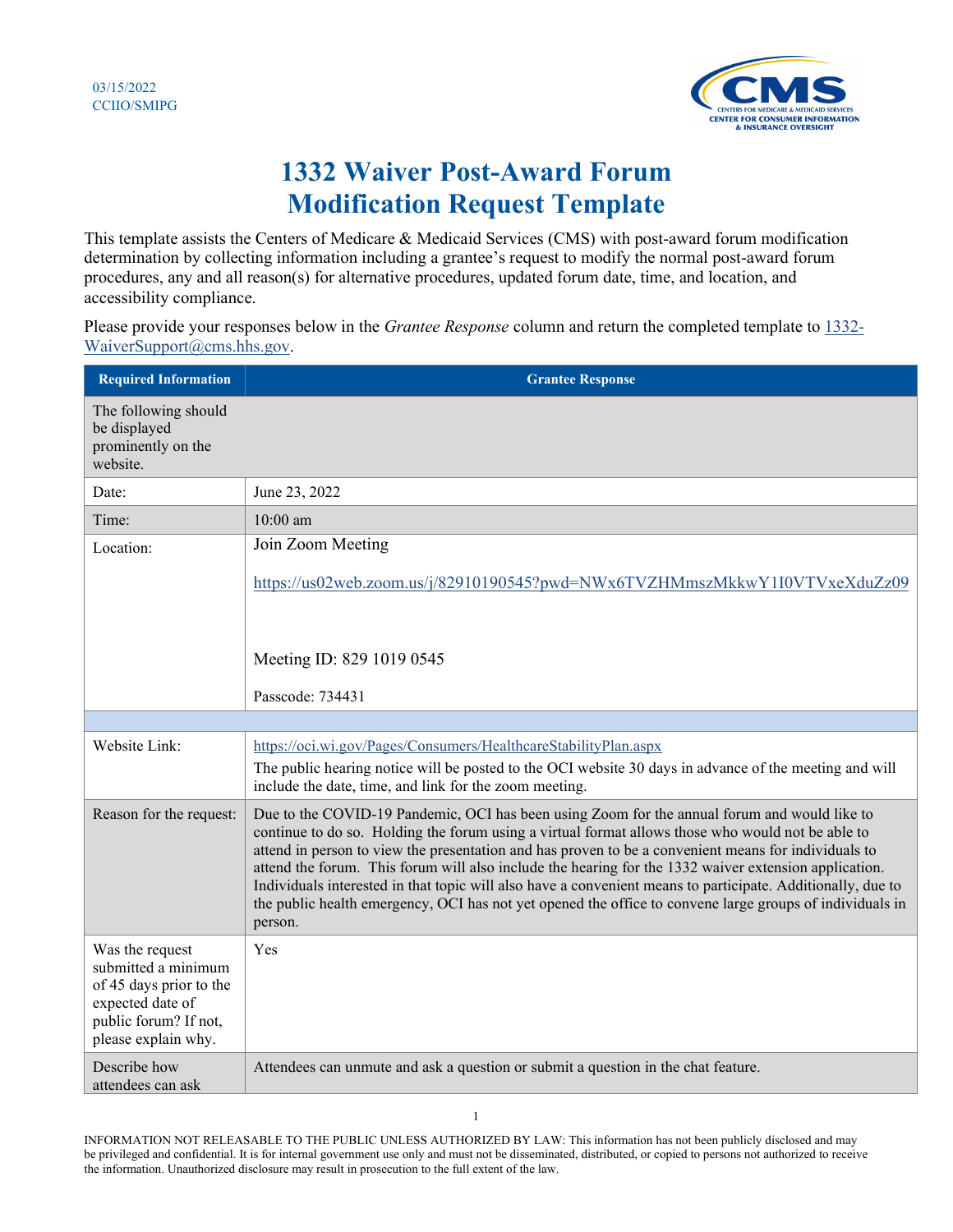03/15/2022
CCIIO/SMIPG

# 1332 Waiver Post-Award Forum Modification Request Template

This template assists the Centers of Medicare & Medicaid Services (CMS) with post-award forum modification determination by collecting information including a grantee's request to modify the normal post-award forum procedures, any and all reason(s) for alternative procedures, updated forum date, time, and location, and accessibility compliance.

Please provide your responses below in the *Grantee Response* column and return the completed template to 1332-WaiverSupport@cms.hhs.gov.

| Required Information | Grantee Response |
|---|---|
| The following should be displayed prominently on the website. | |
| Date: | June 23, 2022 |
| Time: | 10:00 am |
| Location: | Join Zoom Meeting<br><br>https://us02web.zoom.us/j/82910190545?pwd=NWx6TVZHMmszMkkwY1I0VTVxeXduZz09<br><br>Meeting ID: 829 1019 0545<br><br>Passcode: 734431 |
| | |
| Website Link: | https://oci.wi.gov/Pages/Consumers/HealthcareStabilityPlan.aspx<br>The public hearing notice will be posted to the OCI website 30 days in advance of the meeting and will include the date, time, and link for the zoom meeting. |
| Reason for the request: | Due to the COVID-19 Pandemic, OCI has been using Zoom for the annual forum and would like to continue to do so. Holding the forum using a virtual format allows those who would not be able to attend in person to view the presentation and has proven to be a convenient means for individuals to attend the forum. This forum will also include the hearing for the 1332 waiver extension application. Individuals interested in that topic will also have a convenient means to participate. Additionally, due to the public health emergency, OCI has not yet opened the office to convene large groups of individuals in person. |
| Was the request submitted a minimum of 45 days prior to the expected date of public forum? If not, please explain why. | Yes |
| Describe how attendees can ask | Attendees can unmute and ask a question or submit a question in the chat feature. |

INFORMATION NOT RELEASABLE TO THE PUBLIC UNLESS AUTHORIZED BY LAW: This information has not been publicly disclosed and may be privileged and confidential. It is for internal government use only and must not be disseminated, distributed, or copied to persons not authorized to receive the information. Unauthorized disclosure may result in prosecution to the full extent of the law.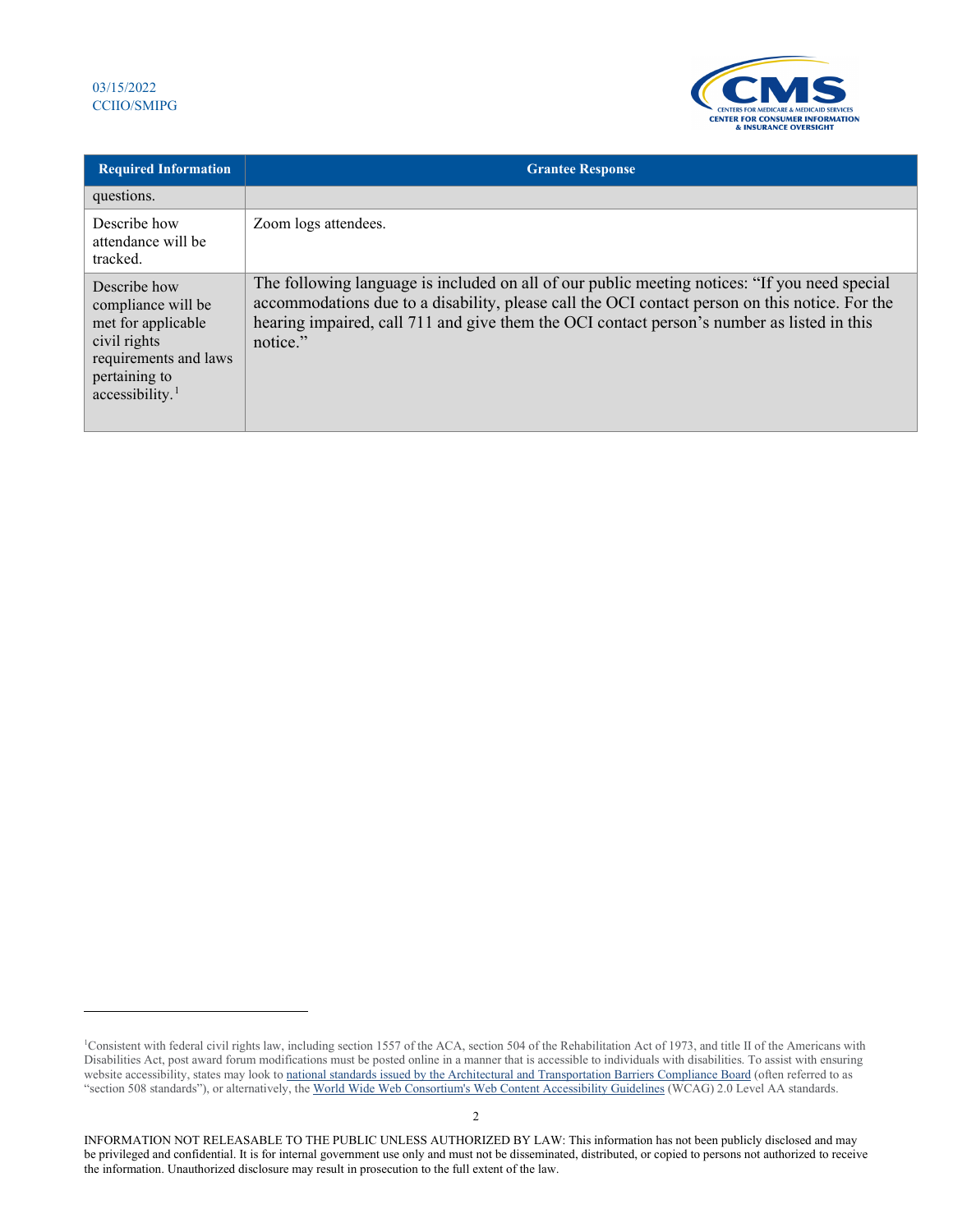| Required Information | Grantee Response |
| --- | --- |
| questions. | |
| Describe how attendance will be tracked. | Zoom logs attendees. |
| Describe how compliance will be met for applicable civil rights requirements and laws pertaining to accessibility.[1] | The following language is included on all of our public meeting notices: "If you need special accommodations due to a disability, please call the OCI contact person on this notice. For the hearing impaired, call 711 and give them the OCI contact person's number as listed in this notice." |

[1]Consistent with federal civil rights law, including section 1557 of the ACA, section 504 of the Rehabilitation Act of 1973, and title II of the Americans with Disabilities Act, post award forum modifications must be posted online in a manner that is accessible to individuals with disabilities. To assist with ensuring website accessibility, states may look to national standards issued by the Architectural and Transportation Barriers Compliance Board (often referred to as "section 508 standards"), or alternatively, the World Wide Web Consortium's Web Content Accessibility Guidelines (WCAG) 2.0 Level AA standards.

INFORMATION NOT RELEASABLE TO THE PUBLIC UNLESS AUTHORIZED BY LAW: This information has not been publicly disclosed and may be privileged and confidential. It is for internal government use only and must not be disseminated, distributed, or copied to persons not authorized to receive the information. Unauthorized disclosure may result in prosecution to the full extent of the law.